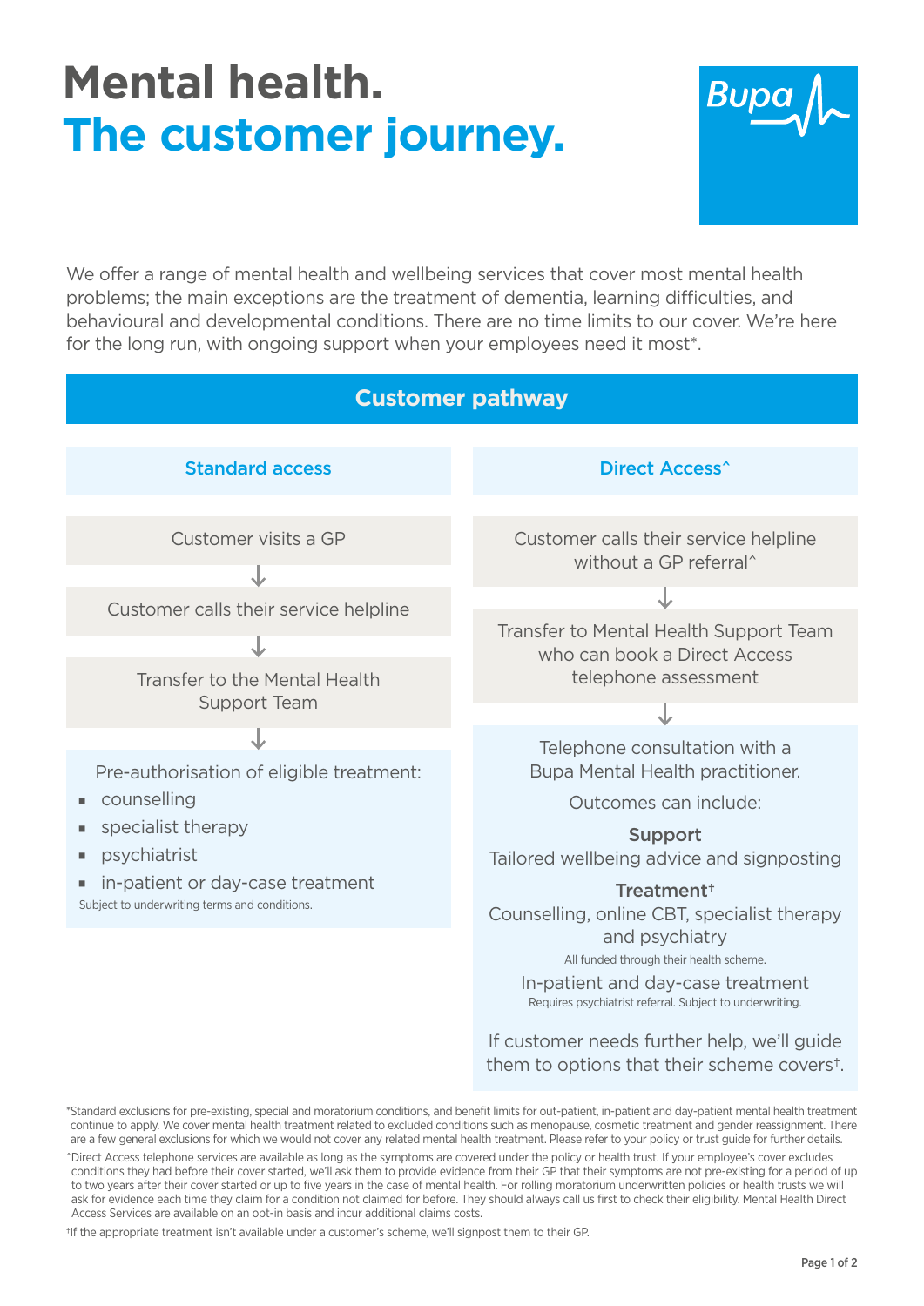# Mental health.
# The customer journey.

Bupa

We offer a range of mental health and wellbeing services that cover most mental health problems; the main exceptions are the treatment of dementia, learning difficulties, and behavioural and developmental conditions. There are no time limits to our cover. We're here for the long run, with ongoing support when your employees need it most*.

## Customer pathway

### Standard access

Customer visits a GP

↓

Customer calls their service helpline

↓

Transfer to the Mental Health Support Team

↓

Pre-authorisation of eligible treatment:

- counselling
- specialist therapy
- psychiatrist
- in-patient or day-case treatment

Subject to underwriting terms and conditions.

### Direct Access^

Customer calls their service helpline without a GP referral^

↓

Transfer to Mental Health Support Team who can book a Direct Access telephone assessment

↓

Telephone consultation with a Bupa Mental Health practitioner.

Outcomes can include:

**Support**
Tailored wellbeing advice and signposting

**Treatment†**
Counselling, online CBT, specialist therapy and psychiatry

All funded through their health scheme.

In-patient and day-case treatment

Requires psychiatrist referral. Subject to underwriting.

If customer needs further help, we'll guide them to options that their scheme covers†.

*Standard exclusions for pre-existing, special and moratorium conditions, and benefit limits for out-patient, in-patient and day-patient mental health treatment continue to apply. We cover mental health treatment related to excluded conditions such as menopause, cosmetic treatment and gender reassignment. There are a few general exclusions for which we would not cover any related mental health treatment. Please refer to your policy or trust guide for further details.

^Direct Access telephone services are available as long as the symptoms are covered under the policy or health trust. If your employee's cover excludes conditions they had before their cover started, we'll ask them to provide evidence from their GP that their symptoms are not pre-existing for a period of up to two years after their cover started or up to five years in the case of mental health. For rolling moratorium underwritten policies or health trusts we will ask for evidence each time they claim for a condition not claimed for before. They should always call us first to check their eligibility. Mental Health Direct Access Services are available on an opt-in basis and incur additional claims costs.

†If the appropriate treatment isn't available under a customer's scheme, we'll signpost them to their GP.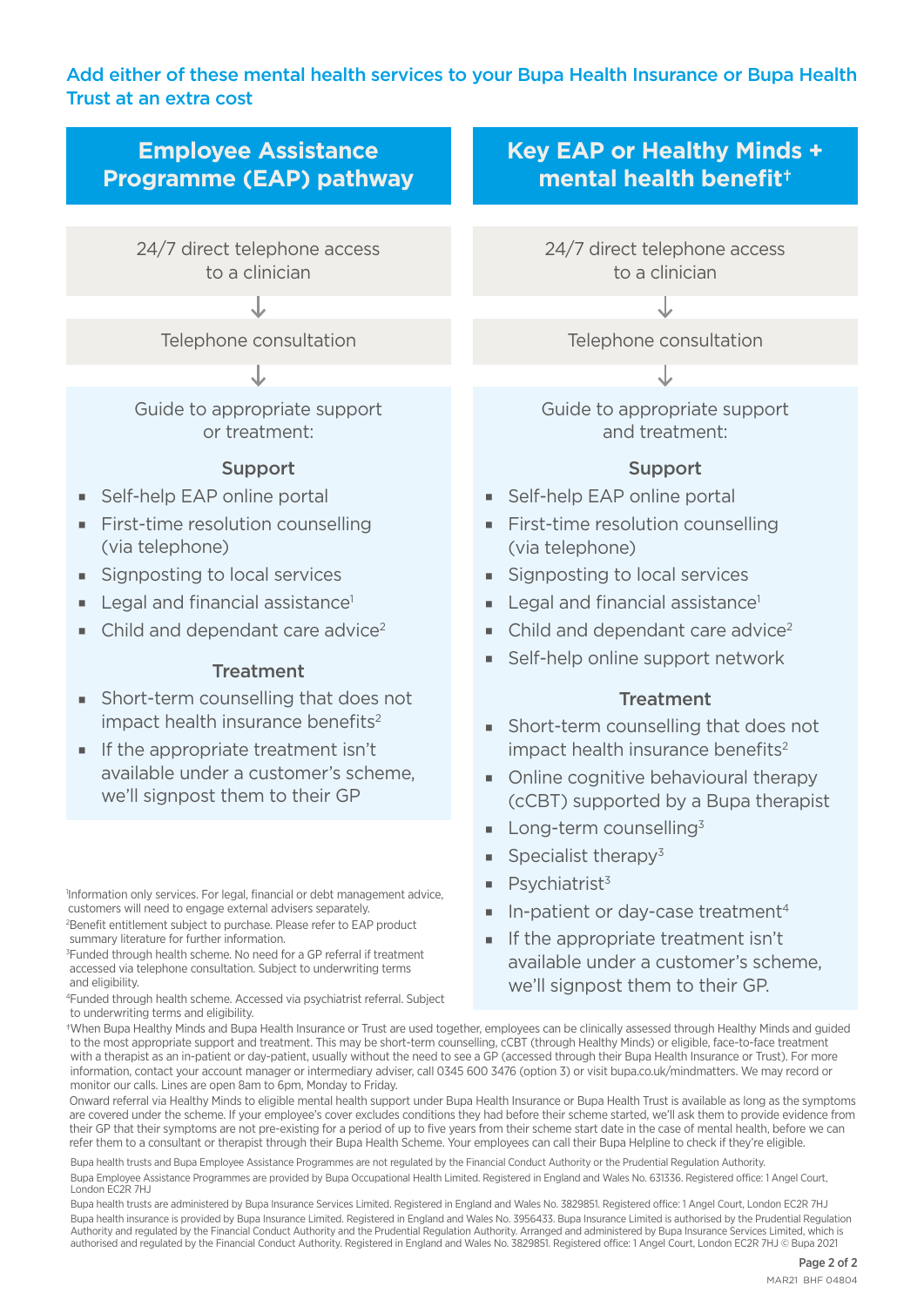Add either of these mental health services to your Bupa Health Insurance or Bupa Health Trust at an extra cost

## Employee Assistance Programme (EAP) pathway

24/7 direct telephone access to a clinician

↓

Telephone consultation

↓

Guide to appropriate support or treatment:

### Support

- Self-help EAP online portal
- First-time resolution counselling (via telephone)
- Signposting to local services
- Legal and financial assistance[1]
- Child and dependant care advice[2]

### Treatment

- Short-term counselling that does not impact health insurance benefits[2]
- If the appropriate treatment isn't available under a customer's scheme, we'll signpost them to their GP

## Key EAP or Healthy Minds + mental health benefit†

24/7 direct telephone access to a clinician

↓

Telephone consultation

↓

Guide to appropriate support and treatment:

### Support

- Self-help EAP online portal
- First-time resolution counselling (via telephone)
- Signposting to local services
- Legal and financial assistance[1]
- Child and dependant care advice[2]
- Self-help online support network

### Treatment

- Short-term counselling that does not impact health insurance benefits[2]
- Online cognitive behavioural therapy (cCBT) supported by a Bupa therapist
- Long-term counselling[3]
- Specialist therapy[3]
- Psychiatrist[3]
- In-patient or day-case treatment[4]
- If the appropriate treatment isn't available under a customer's scheme, we'll signpost them to their GP.

[1]Information only services. For legal, financial or debt management advice, customers will need to engage external advisers separately.

[2]Benefit entitlement subject to purchase. Please refer to EAP product summary literature for further information.

[3]Funded through health scheme. No need for a GP referral if treatment accessed via telephone consultation. Subject to underwriting terms and eligibility.

[4]Funded through health scheme. Accessed via psychiatrist referral. Subject to underwriting terms and eligibility.

†When Bupa Healthy Minds and Bupa Health Insurance or Trust are used together, employees can be clinically assessed through Healthy Minds and guided to the most appropriate support and treatment. This may be short-term counselling, cCBT (through Healthy Minds) or eligible, face-to-face treatment with a therapist as an in-patient or day-patient, usually without the need to see a GP (accessed through their Bupa Health Insurance or Trust). For more information, contact your account manager or intermediary adviser, call 0345 600 3476 (option 3) or visit bupa.co.uk/mindmatters. We may record or monitor our calls. Lines are open 8am to 6pm, Monday to Friday.

Onward referral via Healthy Minds to eligible mental health support under Bupa Health Insurance or Bupa Health Trust is available as long as the symptoms are covered under the scheme. If your employee's cover excludes conditions they had before their scheme started, we'll ask them to provide evidence from their GP that their symptoms are not pre-existing for a period of up to five years from their scheme start date in the case of mental health, before we can refer them to a consultant or therapist through their Bupa Health Scheme. Your employees can call their Bupa Helpline to check if they're eligible.

Bupa health trusts and Bupa Employee Assistance Programmes are not regulated by the Financial Conduct Authority or the Prudential Regulation Authority.

Bupa Employee Assistance Programmes are provided by Bupa Occupational Health Limited. Registered in England and Wales No. 631336. Registered office: 1 Angel Court, London EC2R 7HJ

Bupa health trusts are administered by Bupa Insurance Services Limited. Registered in England and Wales No. 3829851. Registered office: 1 Angel Court, London EC2R 7HJ

Bupa health insurance is provided by Bupa Insurance Limited. Registered in England and Wales No. 3956433. Bupa Insurance Limited is authorised by the Prudential Regulation Authority and regulated by the Financial Conduct Authority and the Prudential Regulation Authority. Arranged and administered by Bupa Insurance Services Limited, which is authorised and regulated by the Financial Conduct Authority. Registered in England and Wales No. 3829851. Registered office: 1 Angel Court, London EC2R 7HJ © Bupa 2021

MAR21 BHF 04804